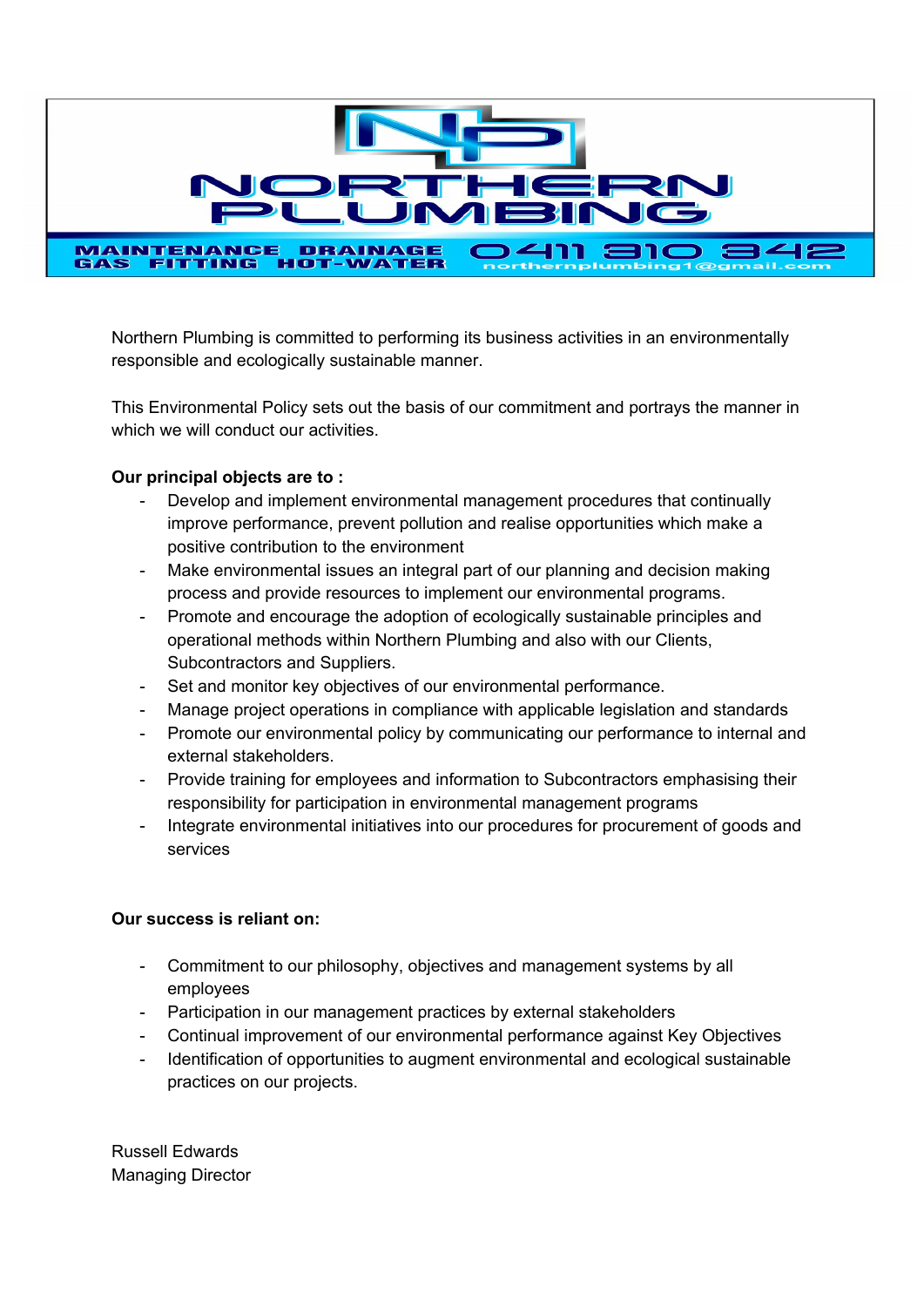# NORTHERN PLUMBING

**MAINTENANCE DRAINAGE GAS FITTING HOT-WATER** 0411 310 342 northernplumbing1@gmail.com

Northern Plumbing is committed to performing its business activities in an environmentally responsible and ecologically sustainable manner.

This Environmental Policy sets out the basis of our commitment and portrays the manner in which we will conduct our activities.

**Our principal objects are to :**

- Develop and implement environmental management procedures that continually improve performance, prevent pollution and realise opportunities which make a positive contribution to the environment
- Make environmental issues an integral part of our planning and decision making process and provide resources to implement our environmental programs.
- Promote and encourage the adoption of ecologically sustainable principles and operational methods within Northern Plumbing and also with our Clients, Subcontractors and Suppliers.
- Set and monitor key objectives of our environmental performance.
- Manage project operations in compliance with applicable legislation and standards
- Promote our environmental policy by communicating our performance to internal and external stakeholders.
- Provide training for employees and information to Subcontractors emphasising their responsibility for participation in environmental management programs
- Integrate environmental initiatives into our procedures for procurement of goods and services

**Our success is reliant on:**

- Commitment to our philosophy, objectives and management systems by all employees
- Participation in our management practices by external stakeholders
- Continual improvement of our environmental performance against Key Objectives
- Identification of opportunities to augment environmental and ecological sustainable practices on our projects.

Russell Edwards
Managing Director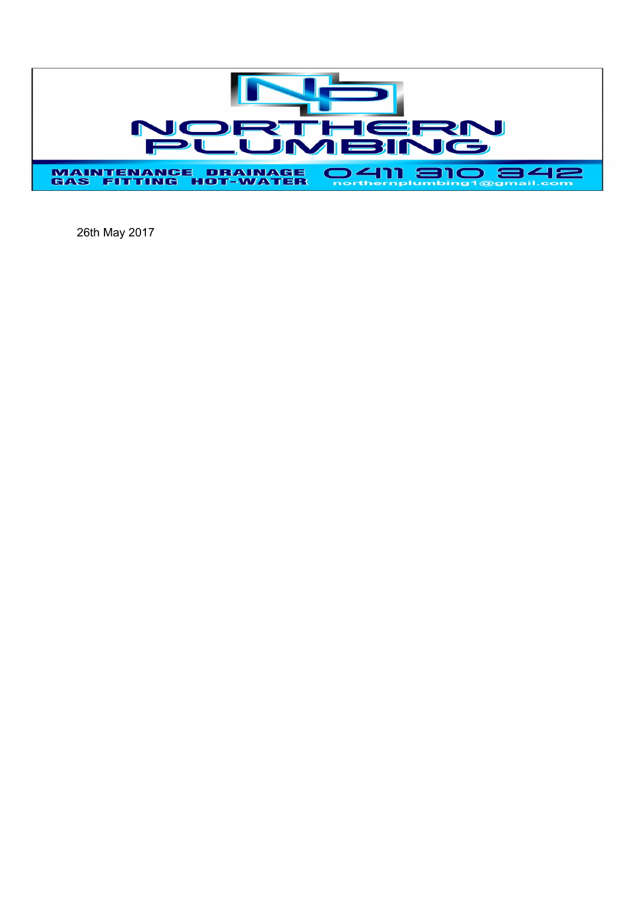# NORTHERN PLUMBING

**MAINTENANCE DRAINAGE GAS FITTING HOT-WATER** 0411 310 342

northernplumbing1@gmail.com

26th May 2017